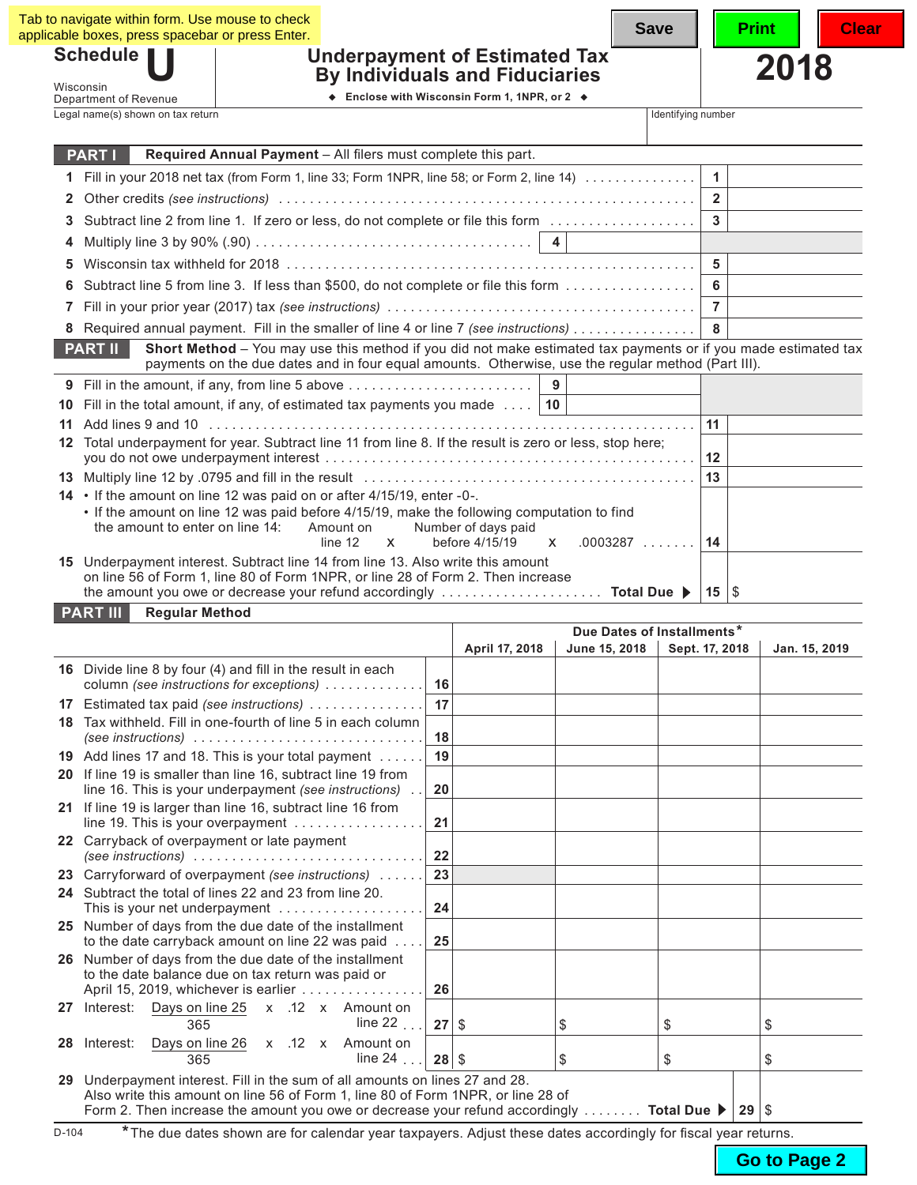Tab to navigate within form. Use mouse to check applicable boxes, press spacebar or press Enter.

Save | Print | Clear

# Schedule U

Wisconsin Department of Revenue

## Underpayment of Estimated Tax By Individuals and Fiduciaries

◆ Enclose with Wisconsin Form 1, 1NPR, or 2 ◆

**2018**

Legal name(s) shown on tax return | Identifying number

### PART I Required Annual Payment – All filers must complete this part.

| | | | |
|---|---|---|---|
| 1 | Fill in your 2018 net tax (from Form 1, line 33; Form 1NPR, line 58; or Form 2, line 14) | 1 | |
| 2 | Other credits *(see instructions)* | 2 | |
| 3 | Subtract line 2 from line 1. If zero or less, do not complete or file this form | 3 | |
| 4 | Multiply line 3 by 90% (.90) | 4 | |
| 5 | Wisconsin tax withheld for 2018 | 5 | |
| 6 | Subtract line 5 from line 3. If less than $500, do not complete or file this form | 6 | |
| 7 | Fill in your prior year (2017) tax *(see instructions)* | 7 | |
| 8 | Required annual payment. Fill in the smaller of line 4 or line 7 *(see instructions)* | 8 | |

### PART II Short Method – You may use this method if you did not make estimated tax payments or if you made estimated tax payments on the due dates and in four equal amounts. Otherwise, use the regular method (Part III).

| | | | |
|---|---|---|---|
| 9 | Fill in the amount, if any, from line 5 above | 9 | |
| 10 | Fill in the total amount, if any, of estimated tax payments you made | 10 | |
| 11 | Add lines 9 and 10 | 11 | |
| 12 | Total underpayment for year. Subtract line 11 from line 8. If the result is zero or less, stop here; you do not owe underpayment interest | 12 | |
| 13 | Multiply line 12 by .0795 and fill in the result | 13 | |
| 14 | • If the amount on line 12 was paid on or after 4/15/19, enter -0-. • If the amount on line 12 was paid before 4/15/19, make the following computation to find the amount to enter on line 14: Amount on line 12 x Number of days paid before 4/15/19 x .0003287 | 14 | |
| 15 | Underpayment interest. Subtract line 14 from line 13. Also write this amount on line 56 of Form 1, line 80 of Form 1NPR, or line 28 of Form 2. Then increase the amount you owe or decrease your refund accordingly **Total Due ▶** | 15 | $ |

### PART III Regular Method

| | | | Due Dates of Installments* | | | |
|---|---|---|---|---|---|---|
| | | | **April 17, 2018** | **June 15, 2018** | **Sept. 17, 2018** | **Jan. 15, 2019** |
| 16 | Divide line 8 by four (4) and fill in the result in each column *(see instructions for exceptions)* | 16 | | | | |
| 17 | Estimated tax paid *(see instructions)* | 17 | | | | |
| 18 | Tax withheld. Fill in one-fourth of line 5 in each column *(see instructions)* | 18 | | | | |
| 19 | Add lines 17 and 18. This is your total payment | 19 | | | | |
| 20 | If line 19 is smaller than line 16, subtract line 19 from line 16. This is your underpayment *(see instructions)* | 20 | | | | |
| 21 | If line 19 is larger than line 16, subtract line 16 from line 19. This is your overpayment | 21 | | | | |
| 22 | Carryback of overpayment or late payment *(see instructions)* | 22 | | | | |
| 23 | Carryforward of overpayment *(see instructions)* | 23 | | | | |
| 24 | Subtract the total of lines 22 and 23 from line 20. This is your net underpayment | 24 | | | | |
| 25 | Number of days from the due date of the installment to the date carryback amount on line 22 was paid | 25 | | | | |
| 26 | Number of days from the due date of the installment to the date balance due on tax return was paid or April 15, 2019, whichever is earlier | 26 | | | | |
| 27 | Interest: $\frac{\text{Days on line 25}}{365}$ x .12 x Amount on line 22 | 27 | $ | $ | $ | $ |
| 28 | Interest: $\frac{\text{Days on line 26}}{365}$ x .12 x Amount on line 24 | 28 | $ | $ | $ | $ |
| 29 | Underpayment interest. Fill in the sum of all amounts on lines 27 and 28. Also write this amount on line 56 of Form 1, line 80 of Form 1NPR, or line 28 of Form 2. Then increase the amount you owe or decrease your refund accordingly **Total Due ▶** | 29 | $ | | | |

D-104

*The due dates shown are for calendar year taxpayers. Adjust these dates accordingly for fiscal year returns.

Go to Page 2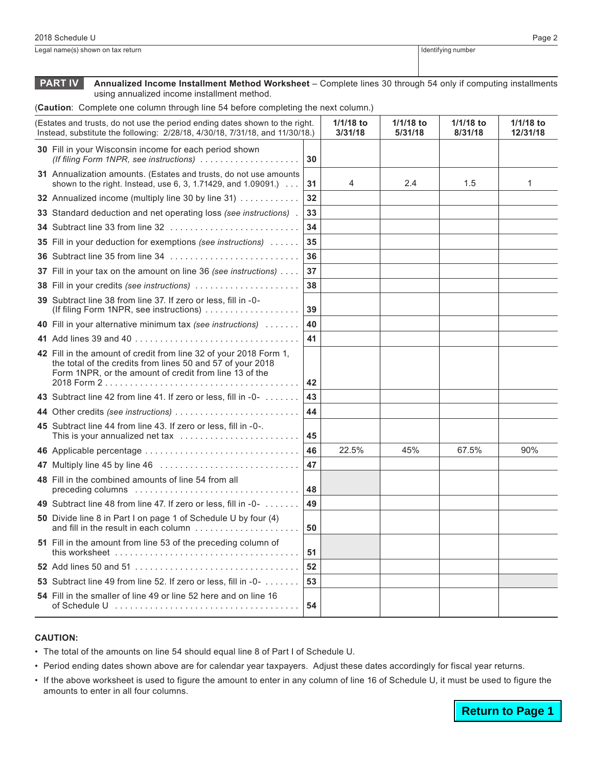Legal name(s) shown on tax return | Identifying number

## PART IV Annualized Income Installment Method Worksheet

**Annualized Income Installment Method Worksheet** – Complete lines 30 through 54 only if computing installments using annualized income installment method.

(**Caution**: Complete one column through line 54 before completing the next column.)

| (Estates and trusts, do not use the period ending dates shown to the right. Instead, substitute the following: 2/28/18, 4/30/18, 7/31/18, and 11/30/18.) | | 1/1/18 to 3/31/18 | 1/1/18 to 5/31/18 | 1/1/18 to 8/31/18 | 1/1/18 to 12/31/18 |
|---|---|---|---|---|---|
| **30** Fill in your Wisconsin income for each period shown *(If filing Form 1NPR, see instructions)* | 30 | | | | |
| **31** Annualization amounts. (Estates and trusts, do not use amounts shown to the right. Instead, use 6, 3, 1.71429, and 1.09091.) | 31 | 4 | 2.4 | 1.5 | 1 |
| **32** Annualized income (multiply line 30 by line 31) | 32 | | | | |
| **33** Standard deduction and net operating loss *(see instructions)* | 33 | | | | |
| **34** Subtract line 33 from line 32 | 34 | | | | |
| **35** Fill in your deduction for exemptions *(see instructions)* | 35 | | | | |
| **36** Subtract line 35 from line 34 | 36 | | | | |
| **37** Fill in your tax on the amount on line 36 *(see instructions)* | 37 | | | | |
| **38** Fill in your credits *(see instructions)* | 38 | | | | |
| **39** Subtract line 38 from line 37. If zero or less, fill in -0- (If filing Form 1NPR, see instructions) | 39 | | | | |
| **40** Fill in your alternative minimum tax *(see instructions)* | 40 | | | | |
| **41** Add lines 39 and 40 | 41 | | | | |
| **42** Fill in the amount of credit from line 32 of your 2018 Form 1, the total of the credits from lines 50 and 57 of your 2018 Form 1NPR, or the amount of credit from line 13 of the 2018 Form 2 | 42 | | | | |
| **43** Subtract line 42 from line 41. If zero or less, fill in -0- | 43 | | | | |
| **44** Other credits *(see instructions)* | 44 | | | | |
| **45** Subtract line 44 from line 43. If zero or less, fill in -0-. This is your annualized net tax | 45 | | | | |
| **46** Applicable percentage | 46 | 22.5% | 45% | 67.5% | 90% |
| **47** Multiply line 45 by line 46 | 47 | | | | |
| **48** Fill in the combined amounts of line 54 from all preceding columns | 48 | | | | |
| **49** Subtract line 48 from line 47. If zero or less, fill in -0- | 49 | | | | |
| **50** Divide line 8 in Part I on page 1 of Schedule U by four (4) and fill in the result in each column | 50 | | | | |
| **51** Fill in the amount from line 53 of the preceding column of this worksheet | 51 | | | | |
| **52** Add lines 50 and 51 | 52 | | | | |
| **53** Subtract line 49 from line 52. If zero or less, fill in -0- | 53 | | | | |
| **54** Fill in the smaller of line 49 or line 52 here and on line 16 of Schedule U | 54 | | | | |

**CAUTION:**

- The total of the amounts on line 54 should equal line 8 of Part I of Schedule U.
- Period ending dates shown above are for calendar year taxpayers. Adjust these dates accordingly for fiscal year returns.
- If the above worksheet is used to figure the amount to enter in any column of line 16 of Schedule U, it must be used to figure the amounts to enter in all four columns.

**Return to Page 1**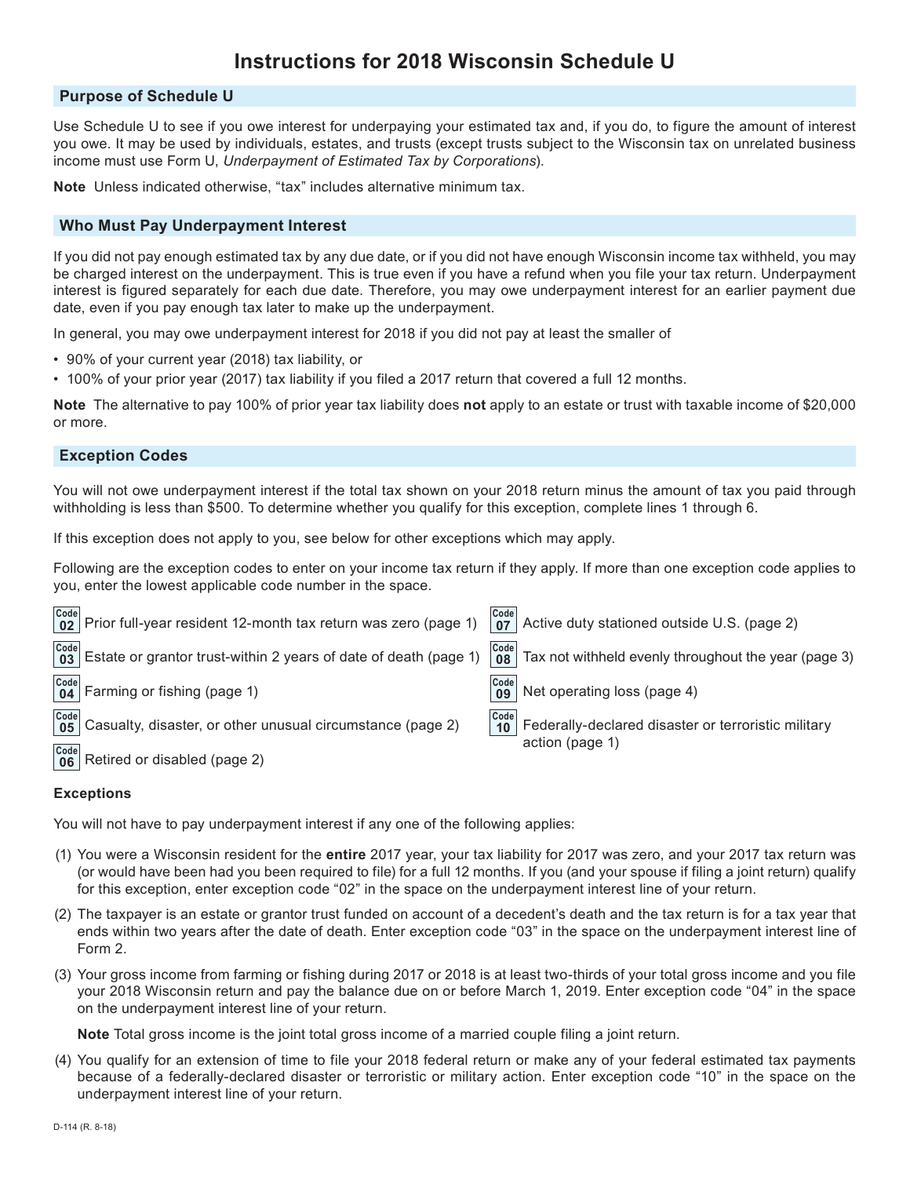# Instructions for 2018 Wisconsin Schedule U

## Purpose of Schedule U

Use Schedule U to see if you owe interest for underpaying your estimated tax and, if you do, to figure the amount of interest you owe. It may be used by individuals, estates, and trusts (except trusts subject to the Wisconsin tax on unrelated business income must use Form U, *Underpayment of Estimated Tax by Corporations*).

**Note** Unless indicated otherwise, "tax" includes alternative minimum tax.

## Who Must Pay Underpayment Interest

If you did not pay enough estimated tax by any due date, or if you did not have enough Wisconsin income tax withheld, you may be charged interest on the underpayment. This is true even if you have a refund when you file your tax return. Underpayment interest is figured separately for each due date. Therefore, you may owe underpayment interest for an earlier payment due date, even if you pay enough tax later to make up the underpayment.

In general, you may owe underpayment interest for 2018 if you did not pay at least the smaller of

- 90% of your current year (2018) tax liability, or
- 100% of your prior year (2017) tax liability if you filed a 2017 return that covered a full 12 months.

**Note** The alternative to pay 100% of prior year tax liability does **not** apply to an estate or trust with taxable income of $20,000 or more.

## Exception Codes

You will not owe underpayment interest if the total tax shown on your 2018 return minus the amount of tax you paid through withholding is less than $500. To determine whether you qualify for this exception, complete lines 1 through 6.

If this exception does not apply to you, see below for other exceptions which may apply.

Following are the exception codes to enter on your income tax return if they apply. If more than one exception code applies to you, enter the lowest applicable code number in the space.

- **Code 02** Prior full-year resident 12-month tax return was zero (page 1)
- **Code 03** Estate or grantor trust-within 2 years of date of death (page 1)
- **Code 04** Farming or fishing (page 1)
- **Code 05** Casualty, disaster, or other unusual circumstance (page 2)
- **Code 06** Retired or disabled (page 2)
- **Code 07** Active duty stationed outside U.S. (page 2)
- **Code 08** Tax not withheld evenly throughout the year (page 3)
- **Code 09** Net operating loss (page 4)
- **Code 10** Federally-declared disaster or terroristic military action (page 1)

### Exceptions

You will not have to pay underpayment interest if any one of the following applies:

(1) You were a Wisconsin resident for the **entire** 2017 year, your tax liability for 2017 was zero, and your 2017 tax return was (or would have been had you been required to file) for a full 12 months. If you (and your spouse if filing a joint return) qualify for this exception, enter exception code "02" in the space on the underpayment interest line of your return.

(2) The taxpayer is an estate or grantor trust funded on account of a decedent's death and the tax return is for a tax year that ends within two years after the date of death. Enter exception code "03" in the space on the underpayment interest line of Form 2.

(3) Your gross income from farming or fishing during 2017 or 2018 is at least two-thirds of your total gross income and you file your 2018 Wisconsin return and pay the balance due on or before March 1, 2019. Enter exception code "04" in the space on the underpayment interest line of your return.

**Note** Total gross income is the joint total gross income of a married couple filing a joint return.

(4) You qualify for an extension of time to file your 2018 federal return or make any of your federal estimated tax payments because of a federally-declared disaster or terroristic or military action. Enter exception code "10" in the space on the underpayment interest line of your return.

D-114 (R. 8-18)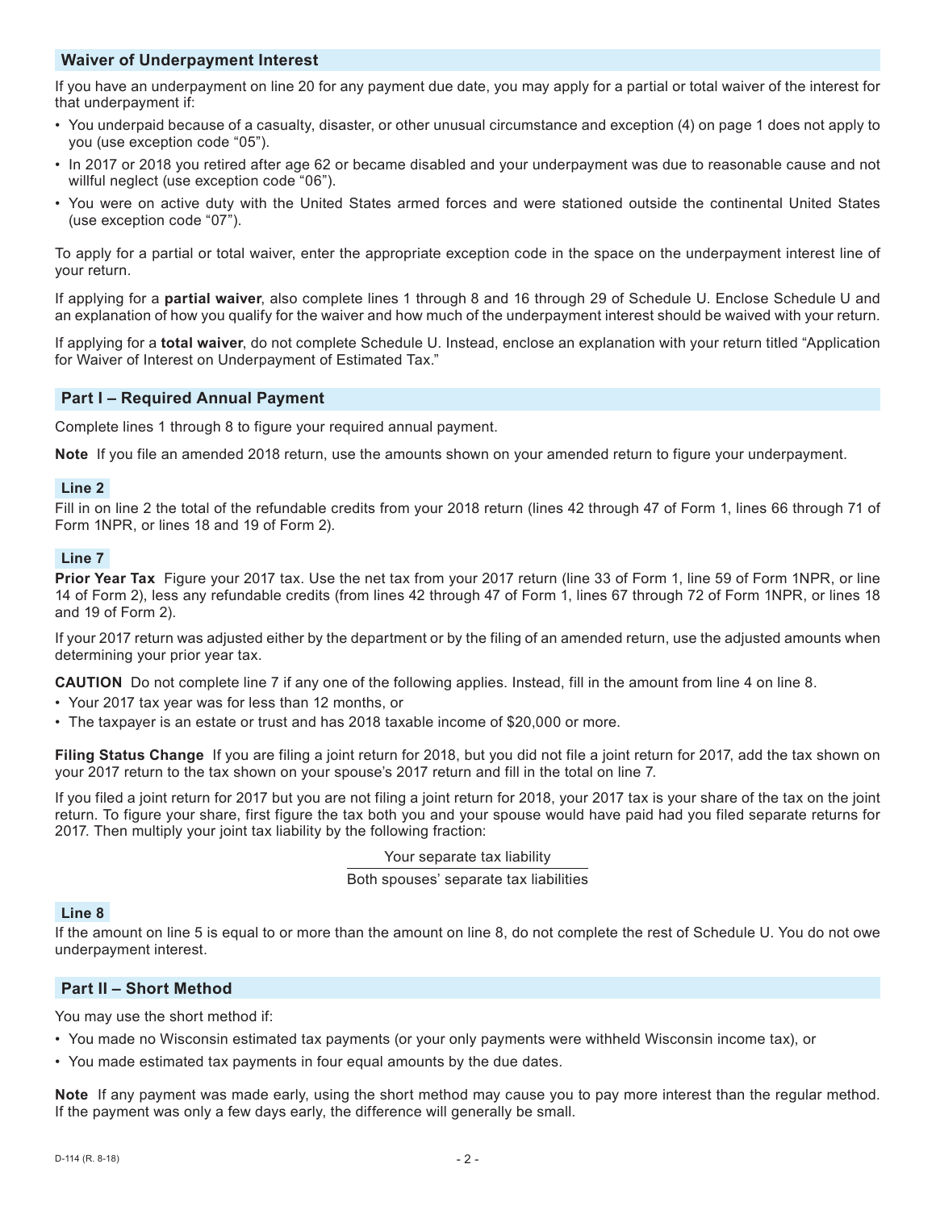## Waiver of Underpayment Interest

If you have an underpayment on line 20 for any payment due date, you may apply for a partial or total waiver of the interest for that underpayment if:

- You underpaid because of a casualty, disaster, or other unusual circumstance and exception (4) on page 1 does not apply to you (use exception code "05").
- In 2017 or 2018 you retired after age 62 or became disabled and your underpayment was due to reasonable cause and not willful neglect (use exception code "06").
- You were on active duty with the United States armed forces and were stationed outside the continental United States (use exception code "07").

To apply for a partial or total waiver, enter the appropriate exception code in the space on the underpayment interest line of your return.

If applying for a **partial waiver**, also complete lines 1 through 8 and 16 through 29 of Schedule U. Enclose Schedule U and an explanation of how you qualify for the waiver and how much of the underpayment interest should be waived with your return.

If applying for a **total waiver**, do not complete Schedule U. Instead, enclose an explanation with your return titled "Application for Waiver of Interest on Underpayment of Estimated Tax."

## Part I – Required Annual Payment

Complete lines 1 through 8 to figure your required annual payment.

**Note** If you file an amended 2018 return, use the amounts shown on your amended return to figure your underpayment.

### Line 2

Fill in on line 2 the total of the refundable credits from your 2018 return (lines 42 through 47 of Form 1, lines 66 through 71 of Form 1NPR, or lines 18 and 19 of Form 2).

### Line 7

**Prior Year Tax** Figure your 2017 tax. Use the net tax from your 2017 return (line 33 of Form 1, line 59 of Form 1NPR, or line 14 of Form 2), less any refundable credits (from lines 42 through 47 of Form 1, lines 67 through 72 of Form 1NPR, or lines 18 and 19 of Form 2).

If your 2017 return was adjusted either by the department or by the filing of an amended return, use the adjusted amounts when determining your prior year tax.

**CAUTION** Do not complete line 7 if any one of the following applies. Instead, fill in the amount from line 4 on line 8.

- Your 2017 tax year was for less than 12 months, or
- The taxpayer is an estate or trust and has 2018 taxable income of $20,000 or more.

**Filing Status Change** If you are filing a joint return for 2018, but you did not file a joint return for 2017, add the tax shown on your 2017 return to the tax shown on your spouse's 2017 return and fill in the total on line 7.

If you filed a joint return for 2017 but you are not filing a joint return for 2018, your 2017 tax is your share of the tax on the joint return. To figure your share, first figure the tax both you and your spouse would have paid had you filed separate returns for 2017. Then multiply your joint tax liability by the following fraction:

$$\frac{\text{Your separate tax liability}}{\text{Both spouses' separate tax liabilities}}$$

### Line 8

If the amount on line 5 is equal to or more than the amount on line 8, do not complete the rest of Schedule U. You do not owe underpayment interest.

## Part II – Short Method

You may use the short method if:

- You made no Wisconsin estimated tax payments (or your only payments were withheld Wisconsin income tax), or
- You made estimated tax payments in four equal amounts by the due dates.

**Note** If any payment was made early, using the short method may cause you to pay more interest than the regular method. If the payment was only a few days early, the difference will generally be small.

D-114 (R. 8-18)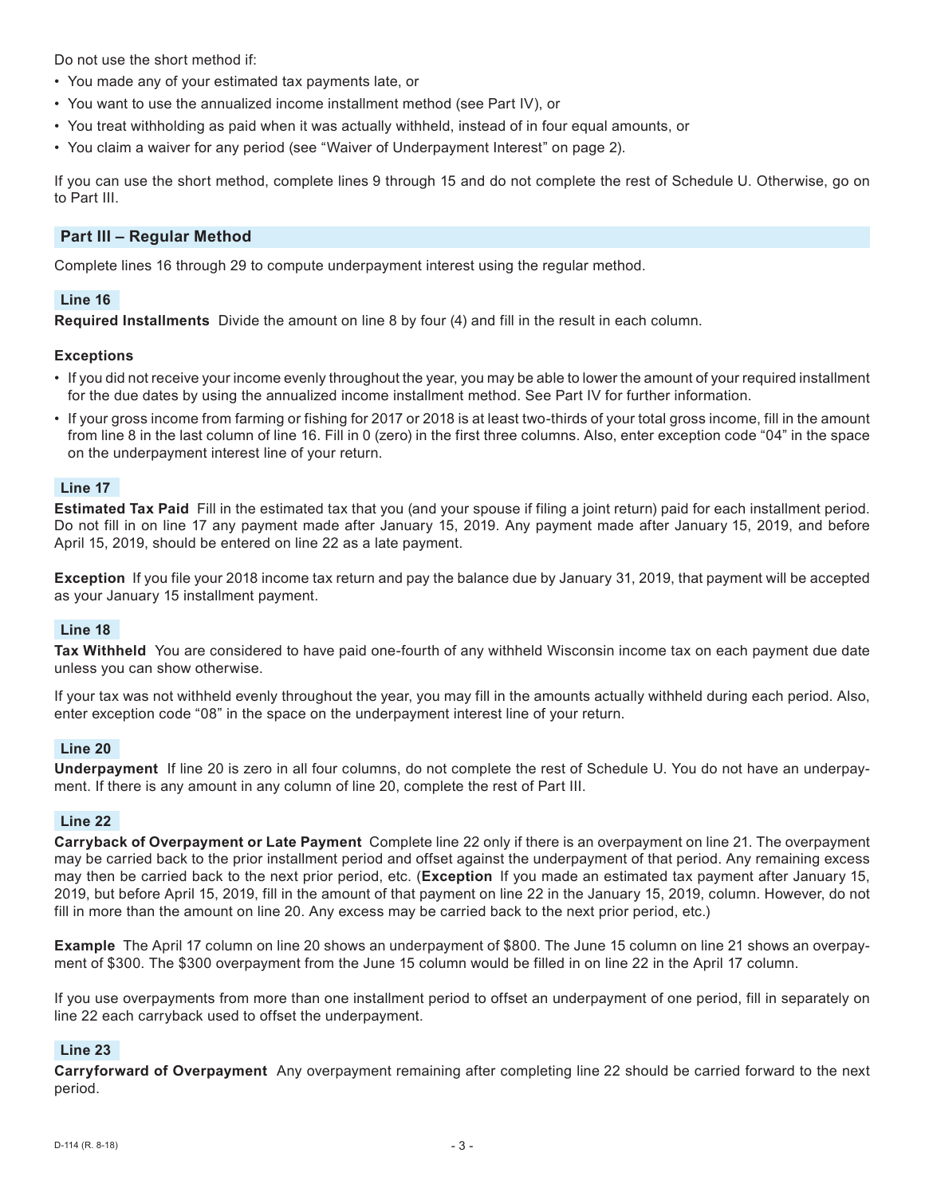Do not use the short method if:

- You made any of your estimated tax payments late, or
- You want to use the annualized income installment method (see Part IV), or
- You treat withholding as paid when it was actually withheld, instead of in four equal amounts, or
- You claim a waiver for any period (see "Waiver of Underpayment Interest" on page 2).

If you can use the short method, complete lines 9 through 15 and do not complete the rest of Schedule U. Otherwise, go on to Part III.

## Part III – Regular Method

Complete lines 16 through 29 to compute underpayment interest using the regular method.

### Line 16

**Required Installments** Divide the amount on line 8 by four (4) and fill in the result in each column.

**Exceptions**

- If you did not receive your income evenly throughout the year, you may be able to lower the amount of your required installment for the due dates by using the annualized income installment method. See Part IV for further information.
- If your gross income from farming or fishing for 2017 or 2018 is at least two-thirds of your total gross income, fill in the amount from line 8 in the last column of line 16. Fill in 0 (zero) in the first three columns. Also, enter exception code "04" in the space on the underpayment interest line of your return.

### Line 17

**Estimated Tax Paid** Fill in the estimated tax that you (and your spouse if filing a joint return) paid for each installment period. Do not fill in on line 17 any payment made after January 15, 2019. Any payment made after January 15, 2019, and before April 15, 2019, should be entered on line 22 as a late payment.

**Exception** If you file your 2018 income tax return and pay the balance due by January 31, 2019, that payment will be accepted as your January 15 installment payment.

### Line 18

**Tax Withheld** You are considered to have paid one-fourth of any withheld Wisconsin income tax on each payment due date unless you can show otherwise.

If your tax was not withheld evenly throughout the year, you may fill in the amounts actually withheld during each period. Also, enter exception code "08" in the space on the underpayment interest line of your return.

### Line 20

**Underpayment** If line 20 is zero in all four columns, do not complete the rest of Schedule U. You do not have an underpayment. If there is any amount in any column of line 20, complete the rest of Part III.

### Line 22

**Carryback of Overpayment or Late Payment** Complete line 22 only if there is an overpayment on line 21. The overpayment may be carried back to the prior installment period and offset against the underpayment of that period. Any remaining excess may then be carried back to the next prior period, etc. (**Exception** If you made an estimated tax payment after January 15, 2019, but before April 15, 2019, fill in the amount of that payment on line 22 in the January 15, 2019, column. However, do not fill in more than the amount on line 20. Any excess may be carried back to the next prior period, etc.)

**Example** The April 17 column on line 20 shows an underpayment of $800. The June 15 column on line 21 shows an overpayment of $300. The $300 overpayment from the June 15 column would be filled in on line 22 in the April 17 column.

If you use overpayments from more than one installment period to offset an underpayment of one period, fill in separately on line 22 each carryback used to offset the underpayment.

### Line 23

**Carryforward of Overpayment** Any overpayment remaining after completing line 22 should be carried forward to the next period.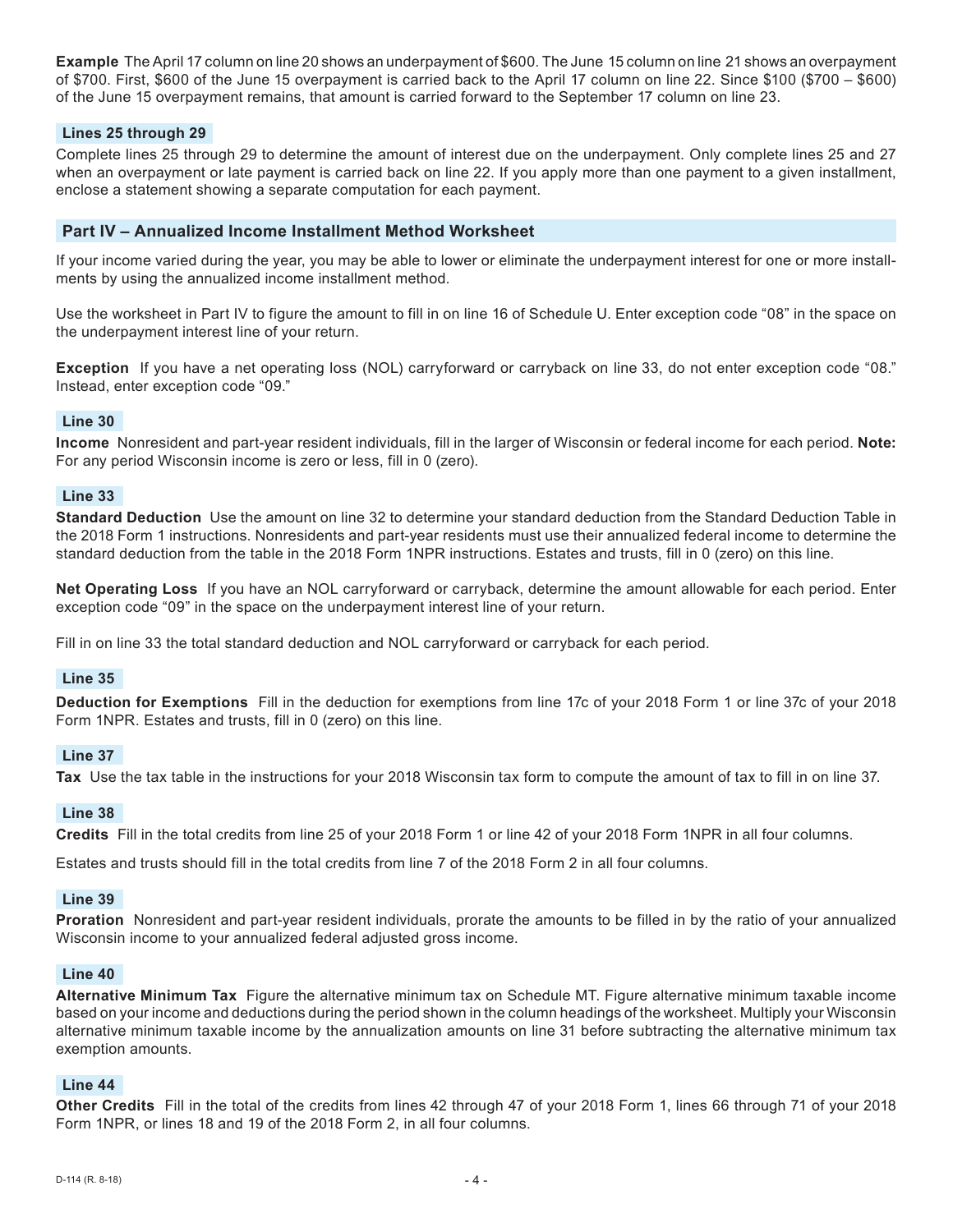**Example** The April 17 column on line 20 shows an underpayment of $600. The June 15 column on line 21 shows an overpayment of $700. First, $600 of the June 15 overpayment is carried back to the April 17 column on line 22. Since $100 ($700 – $600) of the June 15 overpayment remains, that amount is carried forward to the September 17 column on line 23.

### Lines 25 through 29

Complete lines 25 through 29 to determine the amount of interest due on the underpayment. Only complete lines 25 and 27 when an overpayment or late payment is carried back on line 22. If you apply more than one payment to a given installment, enclose a statement showing a separate computation for each payment.

## Part IV – Annualized Income Installment Method Worksheet

If your income varied during the year, you may be able to lower or eliminate the underpayment interest for one or more installments by using the annualized income installment method.

Use the worksheet in Part IV to figure the amount to fill in on line 16 of Schedule U. Enter exception code "08" in the space on the underpayment interest line of your return.

**Exception** If you have a net operating loss (NOL) carryforward or carryback on line 33, do not enter exception code "08." Instead, enter exception code "09."

### Line 30

**Income** Nonresident and part-year resident individuals, fill in the larger of Wisconsin or federal income for each period. **Note:** For any period Wisconsin income is zero or less, fill in 0 (zero).

### Line 33

**Standard Deduction** Use the amount on line 32 to determine your standard deduction from the Standard Deduction Table in the 2018 Form 1 instructions. Nonresidents and part-year residents must use their annualized federal income to determine the standard deduction from the table in the 2018 Form 1NPR instructions. Estates and trusts, fill in 0 (zero) on this line.

**Net Operating Loss** If you have an NOL carryforward or carryback, determine the amount allowable for each period. Enter exception code "09" in the space on the underpayment interest line of your return.

Fill in on line 33 the total standard deduction and NOL carryforward or carryback for each period.

### Line 35

**Deduction for Exemptions** Fill in the deduction for exemptions from line 17c of your 2018 Form 1 or line 37c of your 2018 Form 1NPR. Estates and trusts, fill in 0 (zero) on this line.

### Line 37

**Tax** Use the tax table in the instructions for your 2018 Wisconsin tax form to compute the amount of tax to fill in on line 37.

### Line 38

**Credits** Fill in the total credits from line 25 of your 2018 Form 1 or line 42 of your 2018 Form 1NPR in all four columns.

Estates and trusts should fill in the total credits from line 7 of the 2018 Form 2 in all four columns.

### Line 39

**Proration** Nonresident and part-year resident individuals, prorate the amounts to be filled in by the ratio of your annualized Wisconsin income to your annualized federal adjusted gross income.

### Line 40

**Alternative Minimum Tax** Figure the alternative minimum tax on Schedule MT. Figure alternative minimum taxable income based on your income and deductions during the period shown in the column headings of the worksheet. Multiply your Wisconsin alternative minimum taxable income by the annualization amounts on line 31 before subtracting the alternative minimum tax exemption amounts.

### Line 44

**Other Credits** Fill in the total of the credits from lines 42 through 47 of your 2018 Form 1, lines 66 through 71 of your 2018 Form 1NPR, or lines 18 and 19 of the 2018 Form 2, in all four columns.

D-114 (R. 8-18)